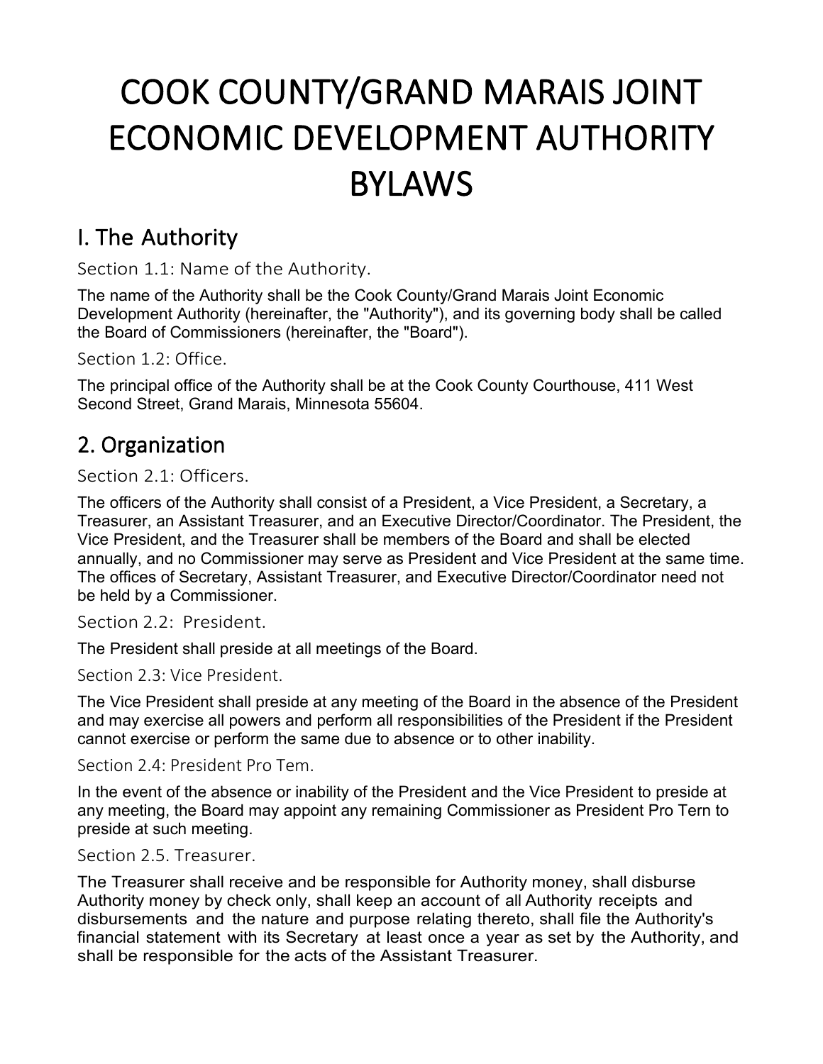# COOK COUNTY/GRAND MARAIS JOINT ECONOMIC DEVELOPMENT AUTHORITY BYLAWS

## I. The Authority

### Section 1.1: Name of the Authority.

The name of the Authority shall be the Cook County/Grand Marais Joint Economic Development Authority (hereinafter, the "Authority"), and its governing body shall be called the Board of Commissioners (hereinafter, the "Board").

### Section 1.2: Office.

The principal office of the Authority shall be at the Cook County Courthouse, 411 West Second Street, Grand Marais, Minnesota 55604.

## 2. Organization

### Section 2.1: Officers.

The officers of the Authority shall consist of a President, a Vice President, a Secretary, a Treasurer, an Assistant Treasurer, and an Executive Director/Coordinator. The President, the Vice President, and the Treasurer shall be members of the Board and shall be elected annually, and no Commissioner may serve as President and Vice President at the same time. The offices of Secretary, Assistant Treasurer, and Executive Director/Coordinator need not be held by a Commissioner.

### Section 2.2: President.

The President shall preside at all meetings of the Board.

### Section 2.3: Vice President.

The Vice President shall preside at any meeting of the Board in the absence of the President and may exercise all powers and perform all responsibilities of the President if the President cannot exercise or perform the same due to absence or to other inability.

### Section 2.4: President Pro Tem.

In the event of the absence or inability of the President and the Vice President to preside at any meeting, the Board may appoint any remaining Commissioner as President Pro Tern to preside at such meeting.

### Section 2.5. Treasurer.

The Treasurer shall receive and be responsible for Authority money, shall disburse Authority money by check only, shall keep an account of all Authority receipts and disbursements and the nature and purpose relating thereto, shall file the Authority's financial statement with its Secretary at least once a year as set by the Authority, and shall be responsible for the acts of the Assistant Treasurer.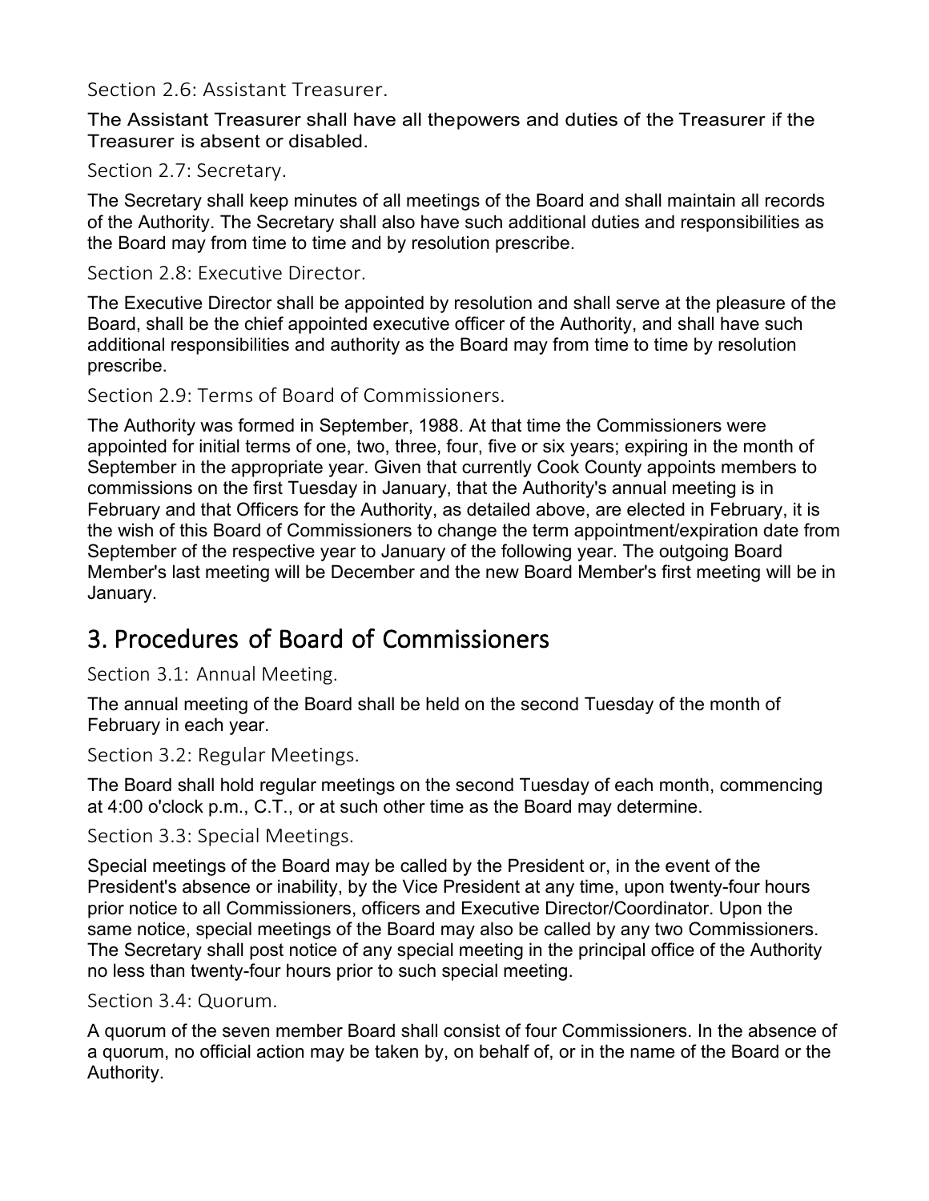### Section 2.6: Assistant Treasurer.

The Assistant Treasurer shall have all thepowers and duties of the Treasurer if the Treasurer is absent or disabled.

### Section 2.7: Secretary.

The Secretary shall keep minutes of all meetings of the Board and shall maintain all records of the Authority. The Secretary shall also have such additional duties and responsibilities as the Board may from time to time and by resolution prescribe.

### Section 2.8: Executive Director.

The Executive Director shall be appointed by resolution and shall serve at the pleasure of the Board, shall be the chief appointed executive officer of the Authority, and shall have such additional responsibilities and authority as the Board may from time to time by resolution prescribe.

### Section 2.9: Terms of Board of Commissioners.

The Authority was formed in September, 1988. At that time the Commissioners were appointed for initial terms of one, two, three, four, five or six years; expiring in the month of September in the appropriate year. Given that currently Cook County appoints members to commissions on the first Tuesday in January, that the Authority's annual meeting is in February and that Officers for the Authority, as detailed above, are elected in February, it is the wish of this Board of Commissioners to change the term appointment/expiration date from September of the respective year to January of the following year. The outgoing Board Member's last meeting will be December and the new Board Member's first meeting will be in January.

## 3. Procedures of Board of Commissioners

### Section 3.1: Annual Meeting.

The annual meeting of the Board shall be held on the second Tuesday of the month of February in each year.

### Section 3.2: Regular Meetings.

The Board shall hold regular meetings on the second Tuesday of each month, commencing at 4:00 o'clock p.m., C.T., or at such other time as the Board may determine.

### Section 3.3: Special Meetings.

Special meetings of the Board may be called by the President or, in the event of the President's absence or inability, by the Vice President at any time, upon twenty-four hours prior notice to all Commissioners, officers and Executive Director/Coordinator. Upon the same notice, special meetings of the Board may also be called by any two Commissioners. The Secretary shall post notice of any special meeting in the principal office of the Authority no less than twenty-four hours prior to such special meeting.

### Section 3.4: Quorum.

A quorum of the seven member Board shall consist of four Commissioners. In the absence of a quorum, no official action may be taken by, on behalf of, or in the name of the Board or the Authority.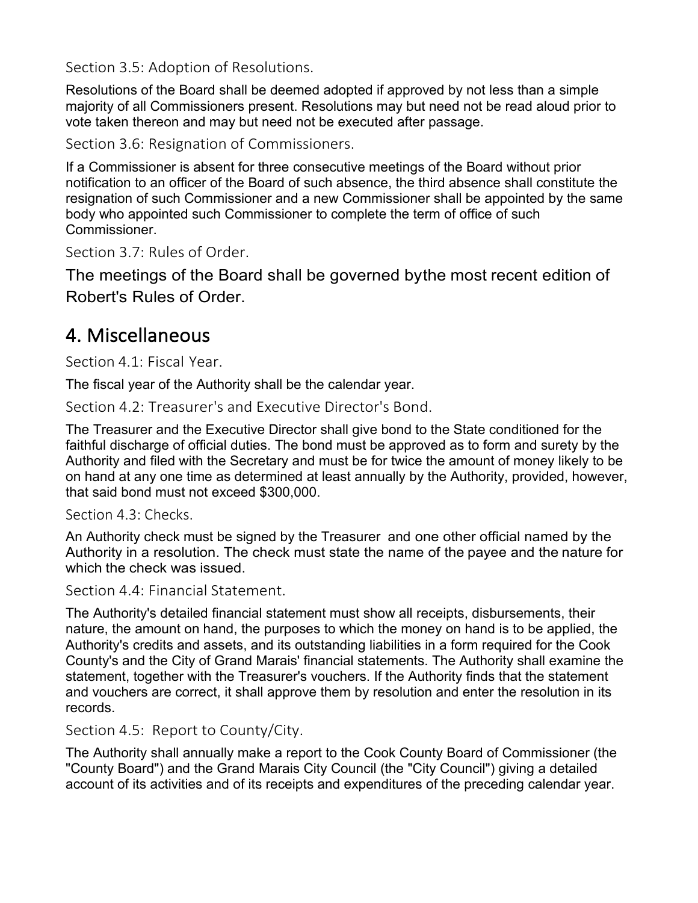### Section 3.5: Adoption of Resolutions.

Resolutions of the Board shall be deemed adopted if approved by not less than a simple majority of all Commissioners present. Resolutions may but need not be read aloud prior to vote taken thereon and may but need not be executed after passage.

### Section 3.6: Resignation of Commissioners.

If a Commissioner is absent for three consecutive meetings of the Board without prior notification to an officer of the Board of such absence, the third absence shall constitute the resignation of such Commissioner and a new Commissioner shall be appointed by the same body who appointed such Commissioner to complete the term of office of such Commissioner.

### Section 3.7: Rules of Order.

The meetings of the Board shall be governed bythe most recent edition of Robert's Rules of Order.

## 4. Miscellaneous

### Section 4.1: Fiscal Year.

The fiscal year of the Authority shall be the calendar year.

### Section 4.2: Treasurer's and Executive Director's Bond.

The Treasurer and the Executive Director shall give bond to the State conditioned for the faithful discharge of official duties. The bond must be approved as to form and surety by the Authority and filed with the Secretary and must be for twice the amount of money likely to be on hand at any one time as determined at least annually by the Authority, provided, however, that said bond must not exceed $300,000.

### Section 4.3: Checks.

An Authority check must be signed by the Treasurer and one other official named by the Authority in a resolution. The check must state the name of the payee and the nature for which the check was issued.

### Section 4.4: Financial Statement.

The Authority's detailed financial statement must show all receipts, disbursements, their nature, the amount on hand, the purposes to which the money on hand is to be applied, the Authority's credits and assets, and its outstanding liabilities in a form required for the Cook County's and the City of Grand Marais' financial statements. The Authority shall examine the statement, together with the Treasurer's vouchers. If the Authority finds that the statement and vouchers are correct, it shall approve them by resolution and enter the resolution in its records.

### Section 4.5: Report to County/City.

The Authority shall annually make a report to the Cook County Board of Commissioner (the "County Board") and the Grand Marais City Council (the "City Council") giving a detailed account of its activities and of its receipts and expenditures of the preceding calendar year.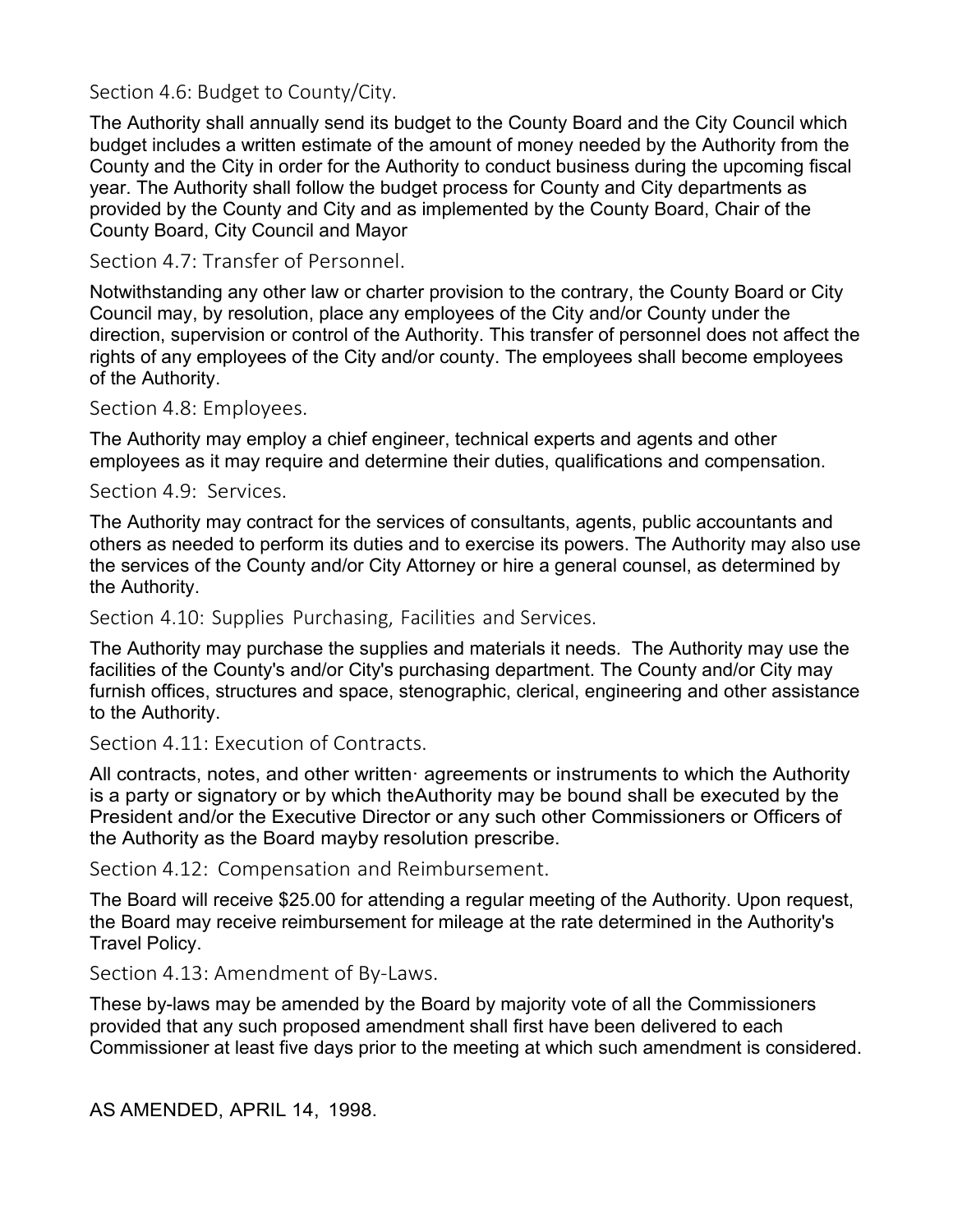### Section 4.6: Budget to County/City.

The Authority shall annually send its budget to the County Board and the City Council which budget includes a written estimate of the amount of money needed by the Authority from the County and the City in order for the Authority to conduct business during the upcoming fiscal year. The Authority shall follow the budget process for County and City departments as provided by the County and City and as implemented by the County Board, Chair of the County Board, City Council and Mayor

### Section 4.7: Transfer of Personnel.

Notwithstanding any other law or charter provision to the contrary, the County Board or City Council may, by resolution, place any employees of the City and/or County under the direction, supervision or control of the Authority. This transfer of personnel does not affect the rights of any employees of the City and/or county. The employees shall become employees of the Authority.

### Section 4.8: Employees.

The Authority may employ a chief engineer, technical experts and agents and other employees as it may require and determine their duties, qualifications and compensation.

### Section 4.9: Services.

The Authority may contract for the services of consultants, agents, public accountants and others as needed to perform its duties and to exercise its powers. The Authority may also use the services of the County and/or City Attorney or hire a general counsel, as determined by the Authority.

### Section 4.10: Supplies Purchasing, Facilities and Services.

The Authority may purchase the supplies and materials it needs. The Authority may use the facilities of the County's and/or City's purchasing department. The County and/or City may furnish offices, structures and space, stenographic, clerical, engineering and other assistance to the Authority.

### Section 4.11: Execution of Contracts.

All contracts, notes, and other written· agreements or instruments to which the Authority is a party or signatory or by which theAuthority may be bound shall be executed by the President and/or the Executive Director or any such other Commissioners or Officers of the Authority as the Board mayby resolution prescribe.

### Section 4.12: Compensation and Reimbursement.

The Board will receive $25.00 for attending a regular meeting of the Authority. Upon request, the Board may receive reimbursement for mileage at the rate determined in the Authority's Travel Policy.

### Section 4.13: Amendment of By-Laws.

These by-laws may be amended by the Board by majority vote of all the Commissioners provided that any such proposed amendment shall first have been delivered to each Commissioner at least five days prior to the meeting at which such amendment is considered.

AS AMENDED, APRIL 14, 1998.